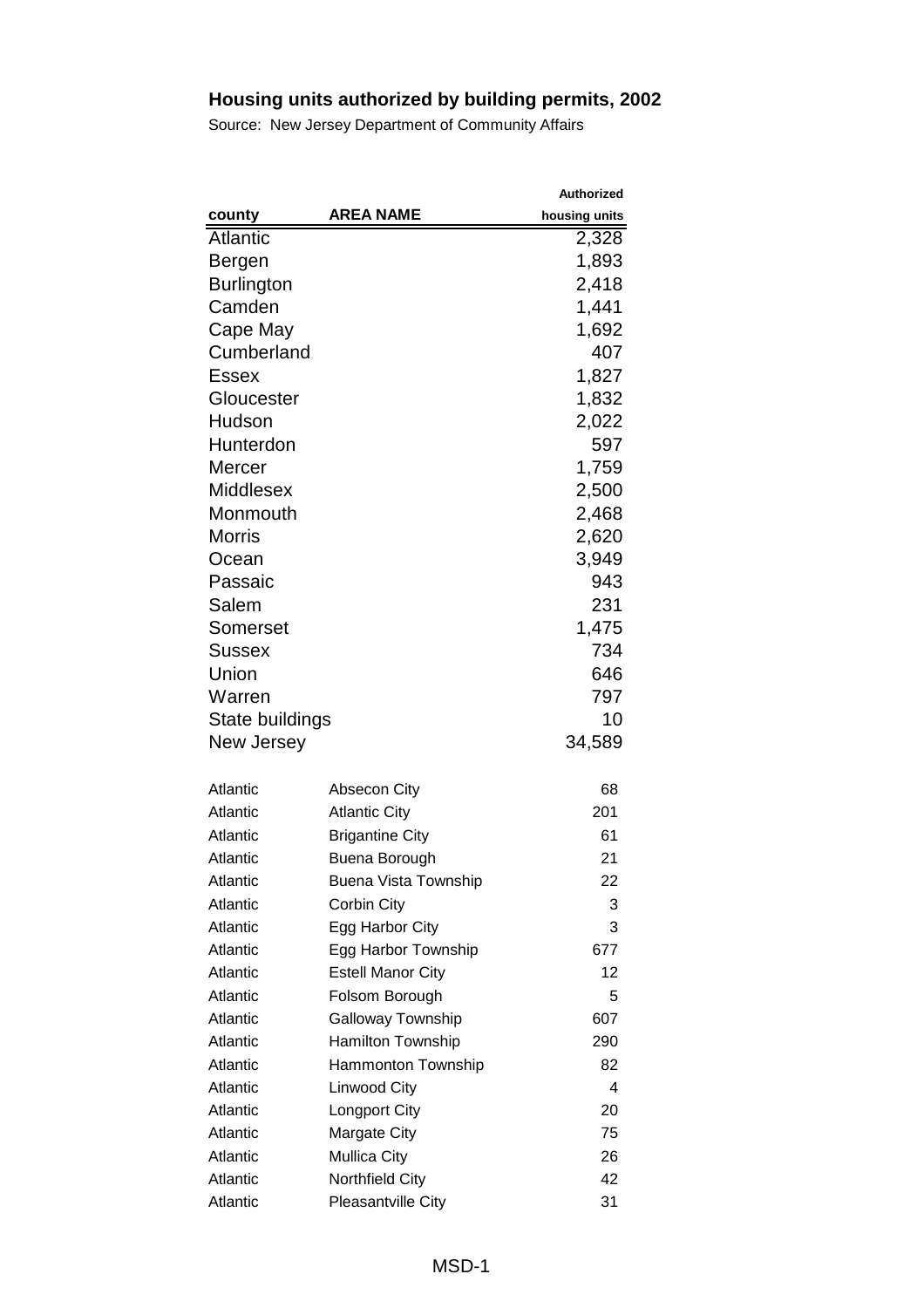# Housing units authorized by building permits, 2002

Source: New Jersey Department of Community Affairs

| county | AREA NAME | Authorized housing units |
|---|---|---|
| Atlantic | | 2,328 |
| Bergen | | 1,893 |
| Burlington | | 2,418 |
| Camden | | 1,441 |
| Cape May | | 1,692 |
| Cumberland | | 407 |
| Essex | | 1,827 |
| Gloucester | | 1,832 |
| Hudson | | 2,022 |
| Hunterdon | | 597 |
| Mercer | | 1,759 |
| Middlesex | | 2,500 |
| Monmouth | | 2,468 |
| Morris | | 2,620 |
| Ocean | | 3,949 |
| Passaic | | 943 |
| Salem | | 231 |
| Somerset | | 1,475 |
| Sussex | | 734 |
| Union | | 646 |
| Warren | | 797 |
| State buildings | | 10 |
| New Jersey | | 34,589 |
| | | |
| Atlantic | Absecon City | 68 |
| Atlantic | Atlantic City | 201 |
| Atlantic | Brigantine City | 61 |
| Atlantic | Buena Borough | 21 |
| Atlantic | Buena Vista Township | 22 |
| Atlantic | Corbin City | 3 |
| Atlantic | Egg Harbor City | 3 |
| Atlantic | Egg Harbor Township | 677 |
| Atlantic | Estell Manor City | 12 |
| Atlantic | Folsom Borough | 5 |
| Atlantic | Galloway Township | 607 |
| Atlantic | Hamilton Township | 290 |
| Atlantic | Hammonton Township | 82 |
| Atlantic | Linwood City | 4 |
| Atlantic | Longport City | 20 |
| Atlantic | Margate City | 75 |
| Atlantic | Mullica City | 26 |
| Atlantic | Northfield City | 42 |
| Atlantic | Pleasantville City | 31 |

MSD-1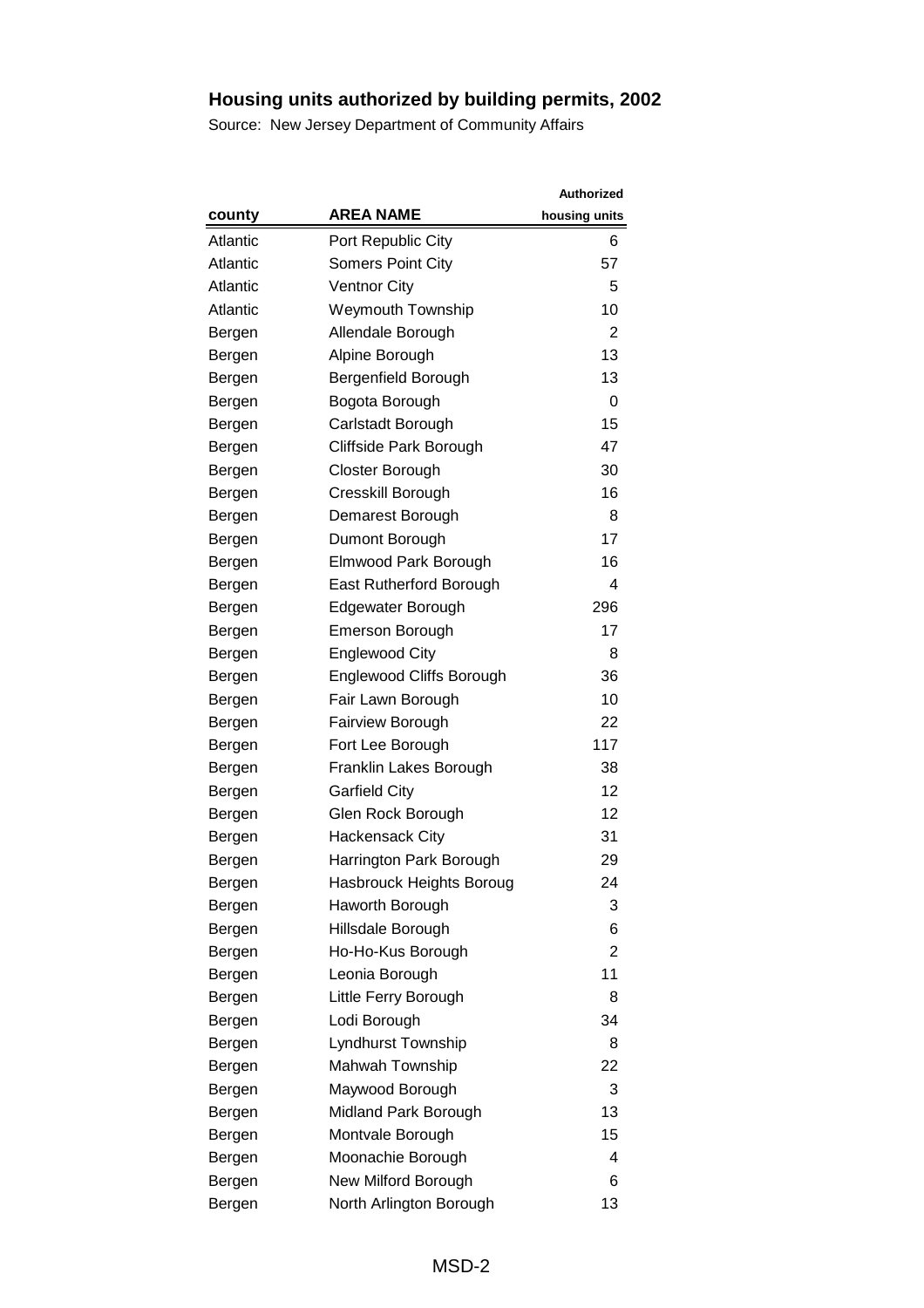## Housing units authorized by building permits, 2002

Source: New Jersey Department of Community Affairs

| county | AREA NAME | Authorized housing units |
|---|---|---|
| Atlantic | Port Republic City | 6 |
| Atlantic | Somers Point City | 57 |
| Atlantic | Ventnor City | 5 |
| Atlantic | Weymouth Township | 10 |
| Bergen | Allendale Borough | 2 |
| Bergen | Alpine Borough | 13 |
| Bergen | Bergenfield Borough | 13 |
| Bergen | Bogota Borough | 0 |
| Bergen | Carlstadt Borough | 15 |
| Bergen | Cliffside Park Borough | 47 |
| Bergen | Closter Borough | 30 |
| Bergen | Cresskill Borough | 16 |
| Bergen | Demarest Borough | 8 |
| Bergen | Dumont Borough | 17 |
| Bergen | Elmwood Park Borough | 16 |
| Bergen | East Rutherford Borough | 4 |
| Bergen | Edgewater Borough | 296 |
| Bergen | Emerson Borough | 17 |
| Bergen | Englewood City | 8 |
| Bergen | Englewood Cliffs Borough | 36 |
| Bergen | Fair Lawn Borough | 10 |
| Bergen | Fairview Borough | 22 |
| Bergen | Fort Lee Borough | 117 |
| Bergen | Franklin Lakes Borough | 38 |
| Bergen | Garfield City | 12 |
| Bergen | Glen Rock Borough | 12 |
| Bergen | Hackensack City | 31 |
| Bergen | Harrington Park Borough | 29 |
| Bergen | Hasbrouck Heights Boroug | 24 |
| Bergen | Haworth Borough | 3 |
| Bergen | Hillsdale Borough | 6 |
| Bergen | Ho-Ho-Kus Borough | 2 |
| Bergen | Leonia Borough | 11 |
| Bergen | Little Ferry Borough | 8 |
| Bergen | Lodi Borough | 34 |
| Bergen | Lyndhurst Township | 8 |
| Bergen | Mahwah Township | 22 |
| Bergen | Maywood Borough | 3 |
| Bergen | Midland Park Borough | 13 |
| Bergen | Montvale Borough | 15 |
| Bergen | Moonachie Borough | 4 |
| Bergen | New Milford Borough | 6 |
| Bergen | North Arlington Borough | 13 |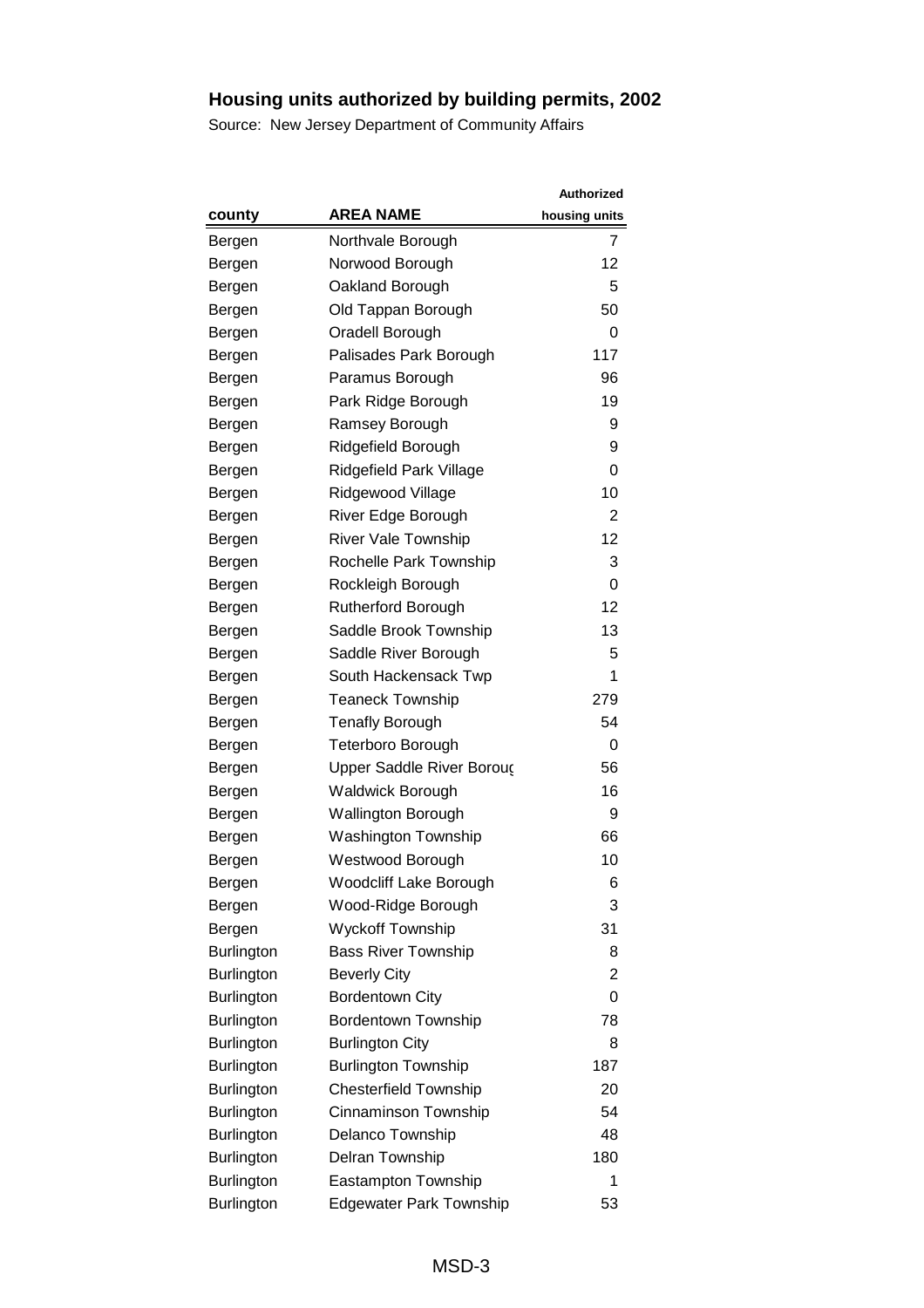**Housing units authorized by building permits, 2002**

Source: New Jersey Department of Community Affairs

| county | AREA NAME | Authorized housing units |
|---|---|---|
| Bergen | Northvale Borough | 7 |
| Bergen | Norwood Borough | 12 |
| Bergen | Oakland Borough | 5 |
| Bergen | Old Tappan Borough | 50 |
| Bergen | Oradell Borough | 0 |
| Bergen | Palisades Park Borough | 117 |
| Bergen | Paramus Borough | 96 |
| Bergen | Park Ridge Borough | 19 |
| Bergen | Ramsey Borough | 9 |
| Bergen | Ridgefield Borough | 9 |
| Bergen | Ridgefield Park Village | 0 |
| Bergen | Ridgewood Village | 10 |
| Bergen | River Edge Borough | 2 |
| Bergen | River Vale Township | 12 |
| Bergen | Rochelle Park Township | 3 |
| Bergen | Rockleigh Borough | 0 |
| Bergen | Rutherford Borough | 12 |
| Bergen | Saddle Brook Township | 13 |
| Bergen | Saddle River Borough | 5 |
| Bergen | South Hackensack Twp | 1 |
| Bergen | Teaneck Township | 279 |
| Bergen | Tenafly Borough | 54 |
| Bergen | Teterboro Borough | 0 |
| Bergen | Upper Saddle River Boroug | 56 |
| Bergen | Waldwick Borough | 16 |
| Bergen | Wallington Borough | 9 |
| Bergen | Washington Township | 66 |
| Bergen | Westwood Borough | 10 |
| Bergen | Woodcliff Lake Borough | 6 |
| Bergen | Wood-Ridge Borough | 3 |
| Bergen | Wyckoff Township | 31 |
| Burlington | Bass River Township | 8 |
| Burlington | Beverly City | 2 |
| Burlington | Bordentown City | 0 |
| Burlington | Bordentown Township | 78 |
| Burlington | Burlington City | 8 |
| Burlington | Burlington Township | 187 |
| Burlington | Chesterfield Township | 20 |
| Burlington | Cinnaminson Township | 54 |
| Burlington | Delanco Township | 48 |
| Burlington | Delran Township | 180 |
| Burlington | Eastampton Township | 1 |
| Burlington | Edgewater Park Township | 53 |

MSD-3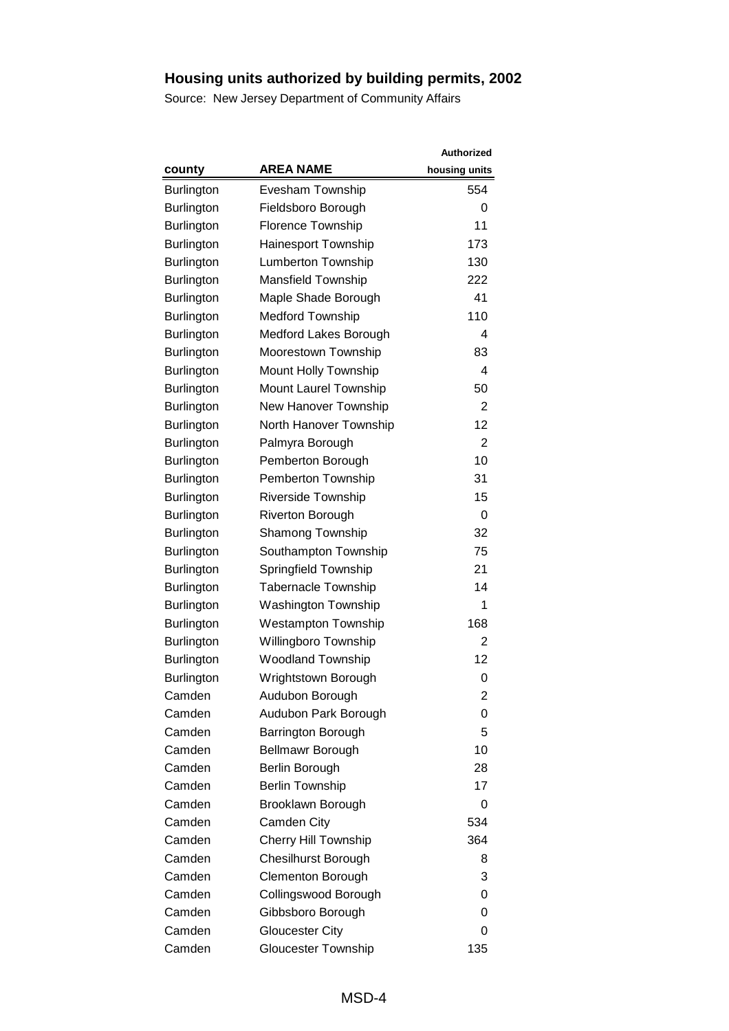## Housing units authorized by building permits, 2002

Source: New Jersey Department of Community Affairs

| county | AREA NAME | Authorized housing units |
|---|---|---|
| Burlington | Evesham Township | 554 |
| Burlington | Fieldsboro Borough | 0 |
| Burlington | Florence Township | 11 |
| Burlington | Hainesport Township | 173 |
| Burlington | Lumberton Township | 130 |
| Burlington | Mansfield Township | 222 |
| Burlington | Maple Shade Borough | 41 |
| Burlington | Medford Township | 110 |
| Burlington | Medford Lakes Borough | 4 |
| Burlington | Moorestown Township | 83 |
| Burlington | Mount Holly Township | 4 |
| Burlington | Mount Laurel Township | 50 |
| Burlington | New Hanover Township | 2 |
| Burlington | North Hanover Township | 12 |
| Burlington | Palmyra Borough | 2 |
| Burlington | Pemberton Borough | 10 |
| Burlington | Pemberton Township | 31 |
| Burlington | Riverside Township | 15 |
| Burlington | Riverton Borough | 0 |
| Burlington | Shamong Township | 32 |
| Burlington | Southampton Township | 75 |
| Burlington | Springfield Township | 21 |
| Burlington | Tabernacle Township | 14 |
| Burlington | Washington Township | 1 |
| Burlington | Westampton Township | 168 |
| Burlington | Willingboro Township | 2 |
| Burlington | Woodland Township | 12 |
| Burlington | Wrightstown Borough | 0 |
| Camden | Audubon Borough | 2 |
| Camden | Audubon Park Borough | 0 |
| Camden | Barrington Borough | 5 |
| Camden | Bellmawr Borough | 10 |
| Camden | Berlin Borough | 28 |
| Camden | Berlin Township | 17 |
| Camden | Brooklawn Borough | 0 |
| Camden | Camden City | 534 |
| Camden | Cherry Hill Township | 364 |
| Camden | Chesilhurst Borough | 8 |
| Camden | Clementon Borough | 3 |
| Camden | Collingswood Borough | 0 |
| Camden | Gibbsboro Borough | 0 |
| Camden | Gloucester City | 0 |
| Camden | Gloucester Township | 135 |

MSD-4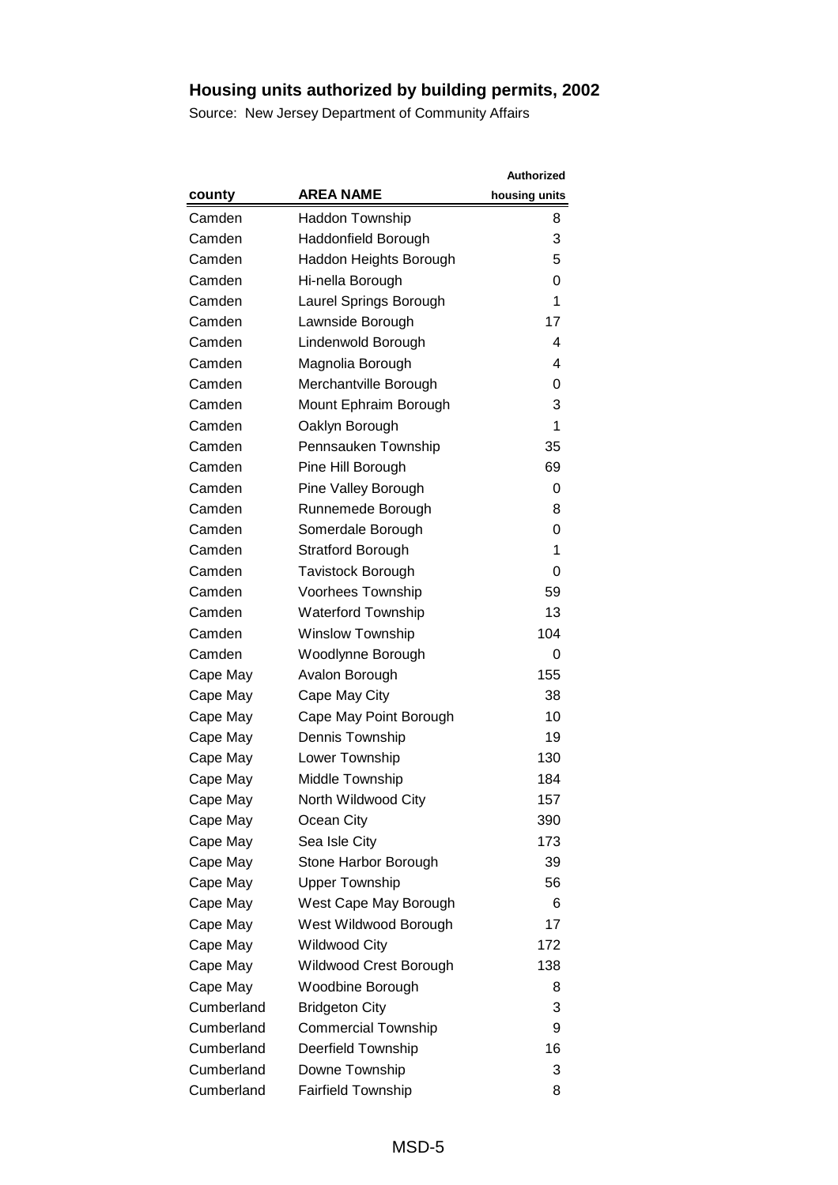## Housing units authorized by building permits, 2002

Source: New Jersey Department of Community Affairs

| county | AREA NAME | Authorized housing units |
|---|---|---|
| Camden | Haddon Township | 8 |
| Camden | Haddonfield Borough | 3 |
| Camden | Haddon Heights Borough | 5 |
| Camden | Hi-nella Borough | 0 |
| Camden | Laurel Springs Borough | 1 |
| Camden | Lawnside Borough | 17 |
| Camden | Lindenwold Borough | 4 |
| Camden | Magnolia Borough | 4 |
| Camden | Merchantville Borough | 0 |
| Camden | Mount Ephraim Borough | 3 |
| Camden | Oaklyn Borough | 1 |
| Camden | Pennsauken Township | 35 |
| Camden | Pine Hill Borough | 69 |
| Camden | Pine Valley Borough | 0 |
| Camden | Runnemede Borough | 8 |
| Camden | Somerdale Borough | 0 |
| Camden | Stratford Borough | 1 |
| Camden | Tavistock Borough | 0 |
| Camden | Voorhees Township | 59 |
| Camden | Waterford Township | 13 |
| Camden | Winslow Township | 104 |
| Camden | Woodlynne Borough | 0 |
| Cape May | Avalon Borough | 155 |
| Cape May | Cape May City | 38 |
| Cape May | Cape May Point Borough | 10 |
| Cape May | Dennis Township | 19 |
| Cape May | Lower Township | 130 |
| Cape May | Middle Township | 184 |
| Cape May | North Wildwood City | 157 |
| Cape May | Ocean City | 390 |
| Cape May | Sea Isle City | 173 |
| Cape May | Stone Harbor Borough | 39 |
| Cape May | Upper Township | 56 |
| Cape May | West Cape May Borough | 6 |
| Cape May | West Wildwood Borough | 17 |
| Cape May | Wildwood City | 172 |
| Cape May | Wildwood Crest Borough | 138 |
| Cape May | Woodbine Borough | 8 |
| Cumberland | Bridgeton City | 3 |
| Cumberland | Commercial Township | 9 |
| Cumberland | Deerfield Township | 16 |
| Cumberland | Downe Township | 3 |
| Cumberland | Fairfield Township | 8 |

MSD-5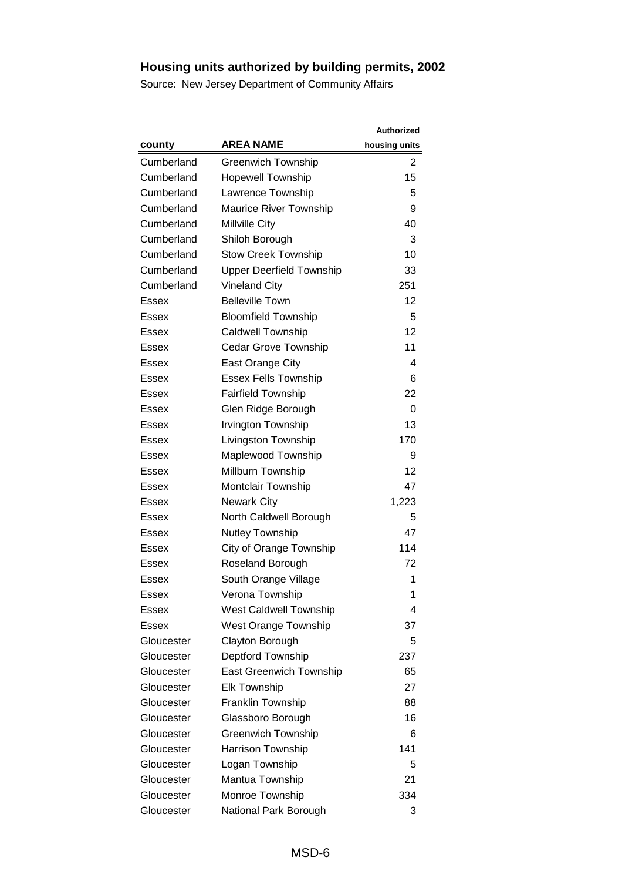# Housing units authorized by building permits, 2002

Source: New Jersey Department of Community Affairs

| county | AREA NAME | Authorized housing units |
|---|---|---|
| Cumberland | Greenwich Township | 2 |
| Cumberland | Hopewell Township | 15 |
| Cumberland | Lawrence Township | 5 |
| Cumberland | Maurice River Township | 9 |
| Cumberland | Millville City | 40 |
| Cumberland | Shiloh Borough | 3 |
| Cumberland | Stow Creek Township | 10 |
| Cumberland | Upper Deerfield Township | 33 |
| Cumberland | Vineland City | 251 |
| Essex | Belleville Town | 12 |
| Essex | Bloomfield Township | 5 |
| Essex | Caldwell Township | 12 |
| Essex | Cedar Grove Township | 11 |
| Essex | East Orange City | 4 |
| Essex | Essex Fells Township | 6 |
| Essex | Fairfield Township | 22 |
| Essex | Glen Ridge Borough | 0 |
| Essex | Irvington Township | 13 |
| Essex | Livingston Township | 170 |
| Essex | Maplewood Township | 9 |
| Essex | Millburn Township | 12 |
| Essex | Montclair Township | 47 |
| Essex | Newark City | 1,223 |
| Essex | North Caldwell Borough | 5 |
| Essex | Nutley Township | 47 |
| Essex | City of Orange Township | 114 |
| Essex | Roseland Borough | 72 |
| Essex | South Orange Village | 1 |
| Essex | Verona Township | 1 |
| Essex | West Caldwell Township | 4 |
| Essex | West Orange Township | 37 |
| Gloucester | Clayton Borough | 5 |
| Gloucester | Deptford Township | 237 |
| Gloucester | East Greenwich Township | 65 |
| Gloucester | Elk Township | 27 |
| Gloucester | Franklin Township | 88 |
| Gloucester | Glassboro Borough | 16 |
| Gloucester | Greenwich Township | 6 |
| Gloucester | Harrison Township | 141 |
| Gloucester | Logan Township | 5 |
| Gloucester | Mantua Township | 21 |
| Gloucester | Monroe Township | 334 |
| Gloucester | National Park Borough | 3 |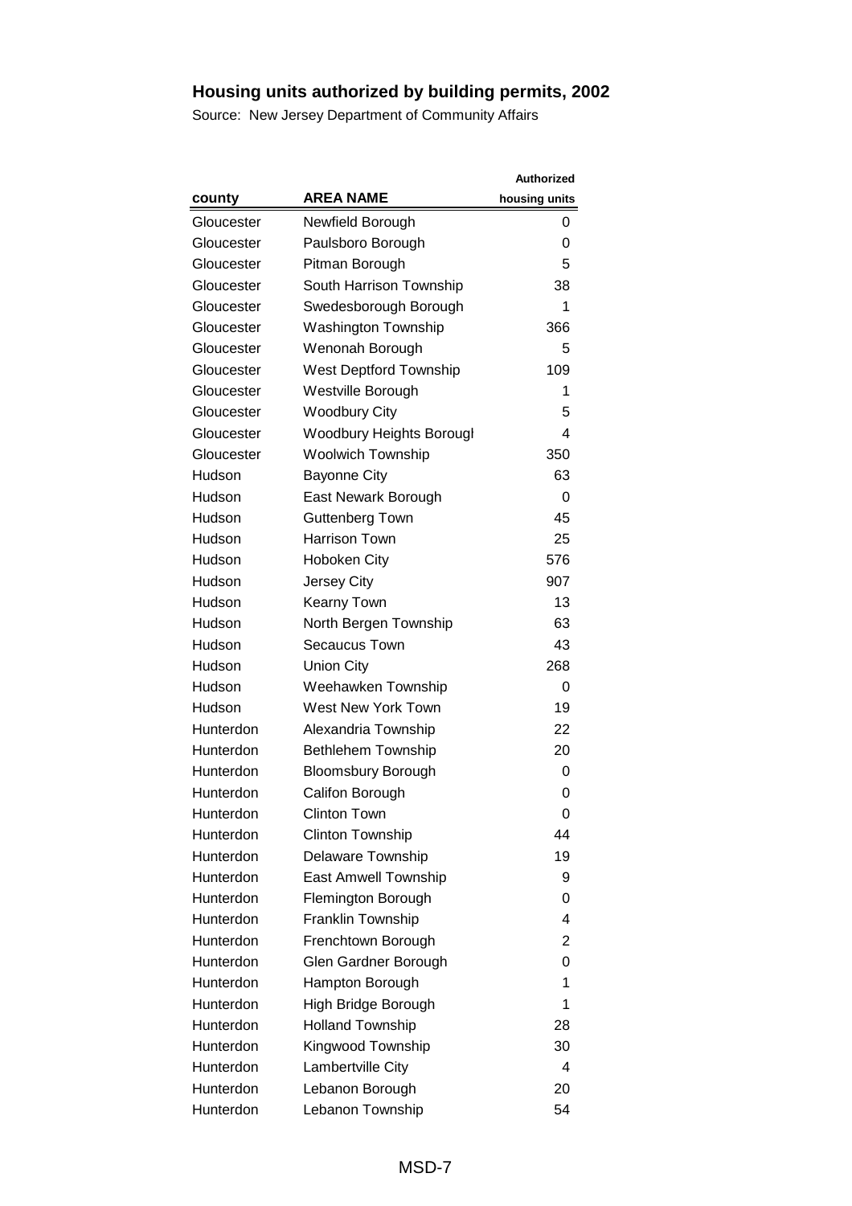## Housing units authorized by building permits, 2002

Source: New Jersey Department of Community Affairs

| county | AREA NAME | Authorized housing units |
|---|---|---|
| Gloucester | Newfield Borough | 0 |
| Gloucester | Paulsboro Borough | 0 |
| Gloucester | Pitman Borough | 5 |
| Gloucester | South Harrison Township | 38 |
| Gloucester | Swedesborough Borough | 1 |
| Gloucester | Washington Township | 366 |
| Gloucester | Wenonah Borough | 5 |
| Gloucester | West Deptford Township | 109 |
| Gloucester | Westville Borough | 1 |
| Gloucester | Woodbury City | 5 |
| Gloucester | Woodbury Heights Borougl | 4 |
| Gloucester | Woolwich Township | 350 |
| Hudson | Bayonne City | 63 |
| Hudson | East Newark Borough | 0 |
| Hudson | Guttenberg Town | 45 |
| Hudson | Harrison Town | 25 |
| Hudson | Hoboken City | 576 |
| Hudson | Jersey City | 907 |
| Hudson | Kearny Town | 13 |
| Hudson | North Bergen Township | 63 |
| Hudson | Secaucus Town | 43 |
| Hudson | Union City | 268 |
| Hudson | Weehawken Township | 0 |
| Hudson | West New York Town | 19 |
| Hunterdon | Alexandria Township | 22 |
| Hunterdon | Bethlehem Township | 20 |
| Hunterdon | Bloomsbury Borough | 0 |
| Hunterdon | Califon Borough | 0 |
| Hunterdon | Clinton Town | 0 |
| Hunterdon | Clinton Township | 44 |
| Hunterdon | Delaware Township | 19 |
| Hunterdon | East Amwell Township | 9 |
| Hunterdon | Flemington Borough | 0 |
| Hunterdon | Franklin Township | 4 |
| Hunterdon | Frenchtown Borough | 2 |
| Hunterdon | Glen Gardner Borough | 0 |
| Hunterdon | Hampton Borough | 1 |
| Hunterdon | High Bridge Borough | 1 |
| Hunterdon | Holland Township | 28 |
| Hunterdon | Kingwood Township | 30 |
| Hunterdon | Lambertville City | 4 |
| Hunterdon | Lebanon Borough | 20 |
| Hunterdon | Lebanon Township | 54 |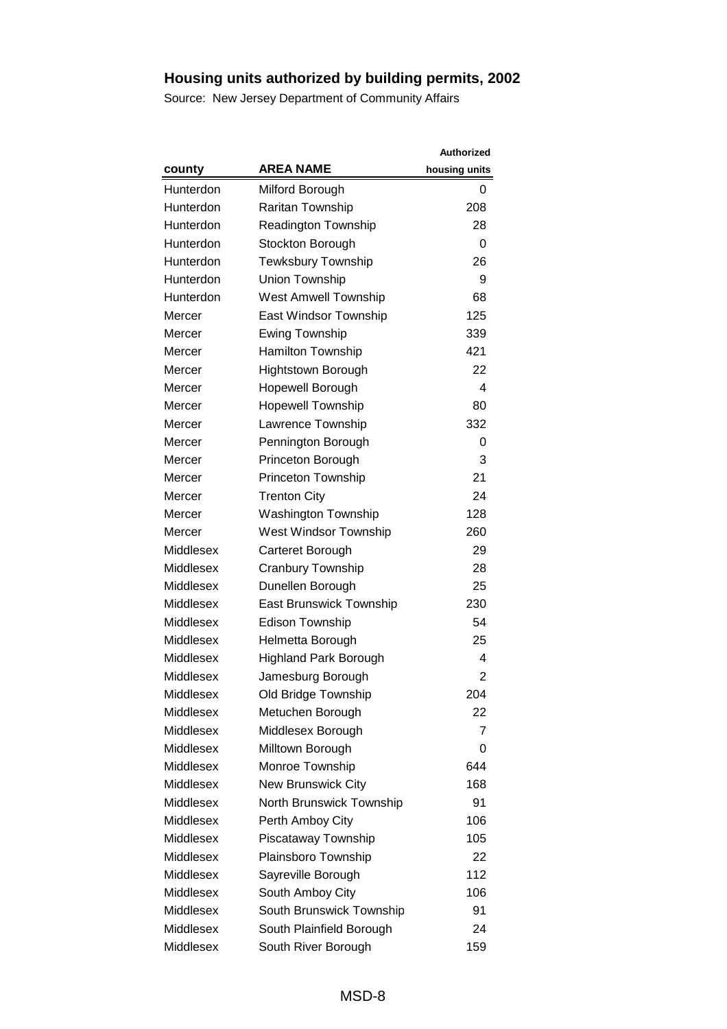## Housing units authorized by building permits, 2002

Source: New Jersey Department of Community Affairs

| county | AREA NAME | Authorized housing units |
|---|---|---|
| Hunterdon | Milford Borough | 0 |
| Hunterdon | Raritan Township | 208 |
| Hunterdon | Readington Township | 28 |
| Hunterdon | Stockton Borough | 0 |
| Hunterdon | Tewksbury Township | 26 |
| Hunterdon | Union Township | 9 |
| Hunterdon | West Amwell Township | 68 |
| Mercer | East Windsor Township | 125 |
| Mercer | Ewing Township | 339 |
| Mercer | Hamilton Township | 421 |
| Mercer | Hightstown Borough | 22 |
| Mercer | Hopewell Borough | 4 |
| Mercer | Hopewell Township | 80 |
| Mercer | Lawrence Township | 332 |
| Mercer | Pennington Borough | 0 |
| Mercer | Princeton Borough | 3 |
| Mercer | Princeton Township | 21 |
| Mercer | Trenton City | 24 |
| Mercer | Washington Township | 128 |
| Mercer | West Windsor Township | 260 |
| Middlesex | Carteret Borough | 29 |
| Middlesex | Cranbury Township | 28 |
| Middlesex | Dunellen Borough | 25 |
| Middlesex | East Brunswick Township | 230 |
| Middlesex | Edison Township | 54 |
| Middlesex | Helmetta Borough | 25 |
| Middlesex | Highland Park Borough | 4 |
| Middlesex | Jamesburg Borough | 2 |
| Middlesex | Old Bridge Township | 204 |
| Middlesex | Metuchen Borough | 22 |
| Middlesex | Middlesex Borough | 7 |
| Middlesex | Milltown Borough | 0 |
| Middlesex | Monroe Township | 644 |
| Middlesex | New Brunswick City | 168 |
| Middlesex | North Brunswick Township | 91 |
| Middlesex | Perth Amboy City | 106 |
| Middlesex | Piscataway Township | 105 |
| Middlesex | Plainsboro Township | 22 |
| Middlesex | Sayreville Borough | 112 |
| Middlesex | South Amboy City | 106 |
| Middlesex | South Brunswick Township | 91 |
| Middlesex | South Plainfield Borough | 24 |
| Middlesex | South River Borough | 159 |

MSD-8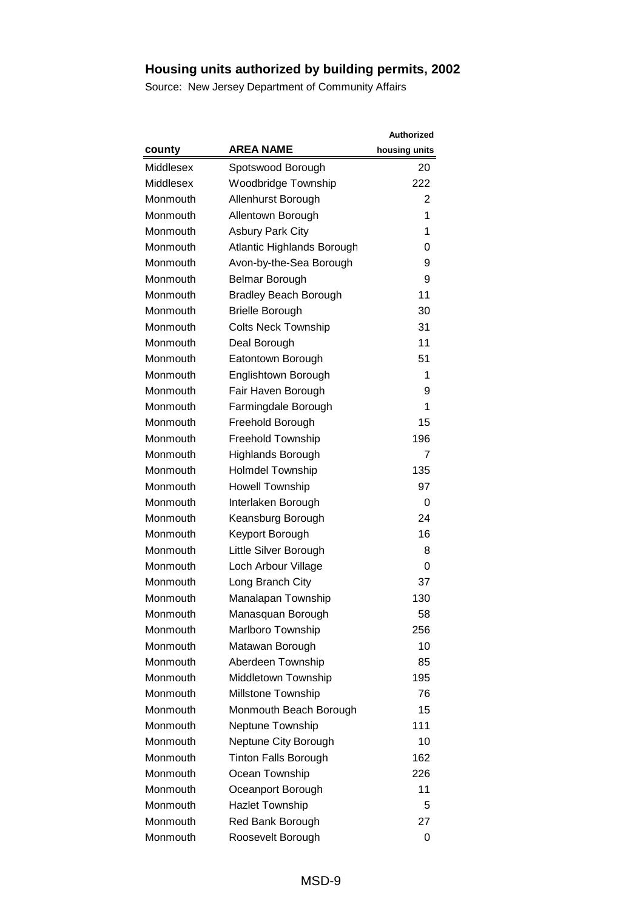# Housing units authorized by building permits, 2002

Source: New Jersey Department of Community Affairs

| county | AREA NAME | Authorized housing units |
|---|---|---|
| Middlesex | Spotswood Borough | 20 |
| Middlesex | Woodbridge Township | 222 |
| Monmouth | Allenhurst Borough | 2 |
| Monmouth | Allentown Borough | 1 |
| Monmouth | Asbury Park City | 1 |
| Monmouth | Atlantic Highlands Borough | 0 |
| Monmouth | Avon-by-the-Sea Borough | 9 |
| Monmouth | Belmar Borough | 9 |
| Monmouth | Bradley Beach Borough | 11 |
| Monmouth | Brielle Borough | 30 |
| Monmouth | Colts Neck Township | 31 |
| Monmouth | Deal Borough | 11 |
| Monmouth | Eatontown Borough | 51 |
| Monmouth | Englishtown Borough | 1 |
| Monmouth | Fair Haven Borough | 9 |
| Monmouth | Farmingdale Borough | 1 |
| Monmouth | Freehold Borough | 15 |
| Monmouth | Freehold Township | 196 |
| Monmouth | Highlands Borough | 7 |
| Monmouth | Holmdel Township | 135 |
| Monmouth | Howell Township | 97 |
| Monmouth | Interlaken Borough | 0 |
| Monmouth | Keansburg Borough | 24 |
| Monmouth | Keyport Borough | 16 |
| Monmouth | Little Silver Borough | 8 |
| Monmouth | Loch Arbour Village | 0 |
| Monmouth | Long Branch City | 37 |
| Monmouth | Manalapan Township | 130 |
| Monmouth | Manasquan Borough | 58 |
| Monmouth | Marlboro Township | 256 |
| Monmouth | Matawan Borough | 10 |
| Monmouth | Aberdeen Township | 85 |
| Monmouth | Middletown Township | 195 |
| Monmouth | Millstone Township | 76 |
| Monmouth | Monmouth Beach Borough | 15 |
| Monmouth | Neptune Township | 111 |
| Monmouth | Neptune City Borough | 10 |
| Monmouth | Tinton Falls Borough | 162 |
| Monmouth | Ocean Township | 226 |
| Monmouth | Oceanport Borough | 11 |
| Monmouth | Hazlet Township | 5 |
| Monmouth | Red Bank Borough | 27 |
| Monmouth | Roosevelt Borough | 0 |

MSD-9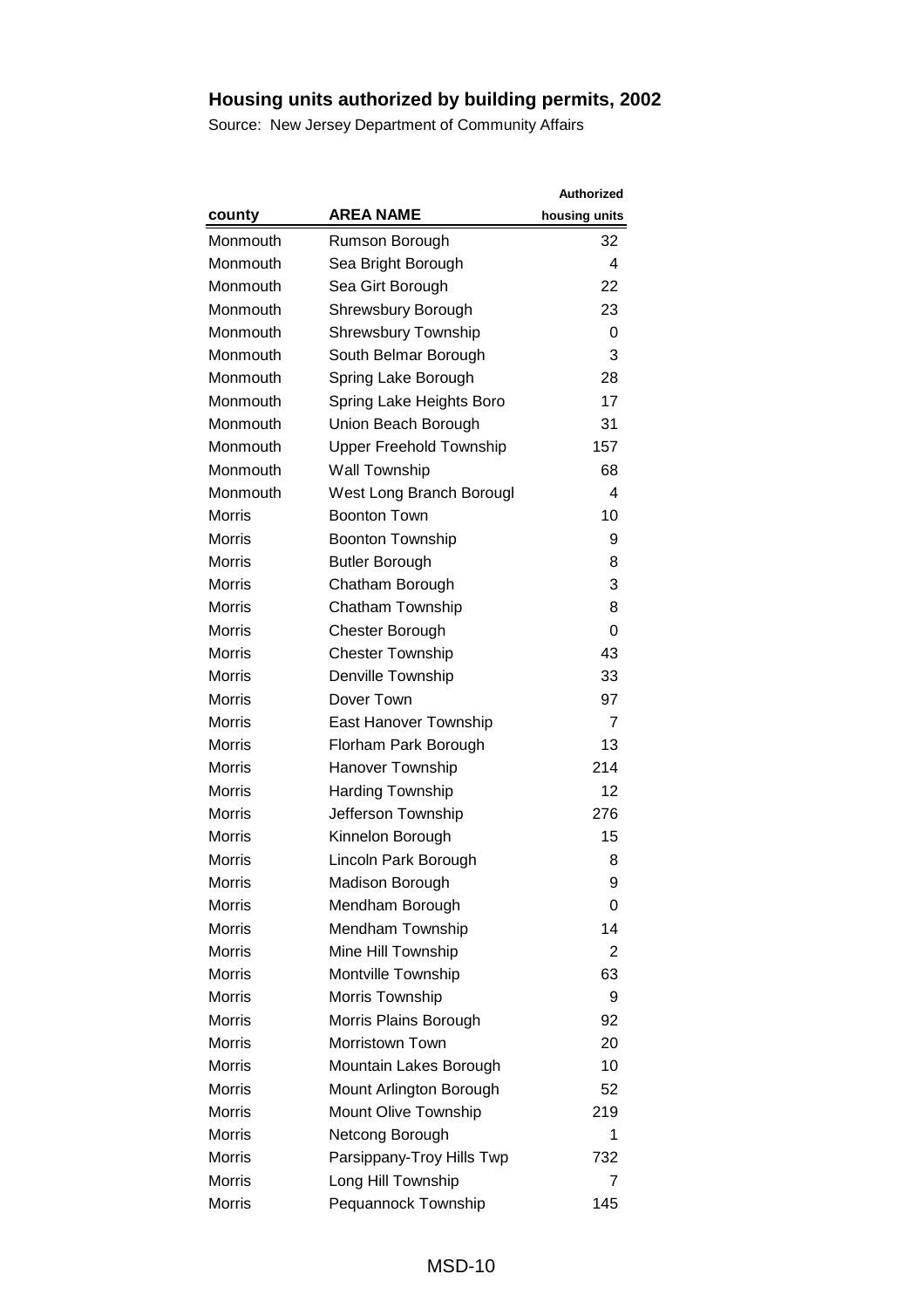## Housing units authorized by building permits, 2002

Source: New Jersey Department of Community Affairs

| county | AREA NAME | Authorized housing units |
|---|---|---|
| Monmouth | Rumson Borough | 32 |
| Monmouth | Sea Bright Borough | 4 |
| Monmouth | Sea Girt Borough | 22 |
| Monmouth | Shrewsbury Borough | 23 |
| Monmouth | Shrewsbury Township | 0 |
| Monmouth | South Belmar Borough | 3 |
| Monmouth | Spring Lake Borough | 28 |
| Monmouth | Spring Lake Heights Boro | 17 |
| Monmouth | Union Beach Borough | 31 |
| Monmouth | Upper Freehold Township | 157 |
| Monmouth | Wall Township | 68 |
| Monmouth | West Long Branch Borougl | 4 |
| Morris | Boonton Town | 10 |
| Morris | Boonton Township | 9 |
| Morris | Butler Borough | 8 |
| Morris | Chatham Borough | 3 |
| Morris | Chatham Township | 8 |
| Morris | Chester Borough | 0 |
| Morris | Chester Township | 43 |
| Morris | Denville Township | 33 |
| Morris | Dover Town | 97 |
| Morris | East Hanover Township | 7 |
| Morris | Florham Park Borough | 13 |
| Morris | Hanover Township | 214 |
| Morris | Harding Township | 12 |
| Morris | Jefferson Township | 276 |
| Morris | Kinnelon Borough | 15 |
| Morris | Lincoln Park Borough | 8 |
| Morris | Madison Borough | 9 |
| Morris | Mendham Borough | 0 |
| Morris | Mendham Township | 14 |
| Morris | Mine Hill Township | 2 |
| Morris | Montville Township | 63 |
| Morris | Morris Township | 9 |
| Morris | Morris Plains Borough | 92 |
| Morris | Morristown Town | 20 |
| Morris | Mountain Lakes Borough | 10 |
| Morris | Mount Arlington Borough | 52 |
| Morris | Mount Olive Township | 219 |
| Morris | Netcong Borough | 1 |
| Morris | Parsippany-Troy Hills Twp | 732 |
| Morris | Long Hill Township | 7 |
| Morris | Pequannock Township | 145 |

MSD-10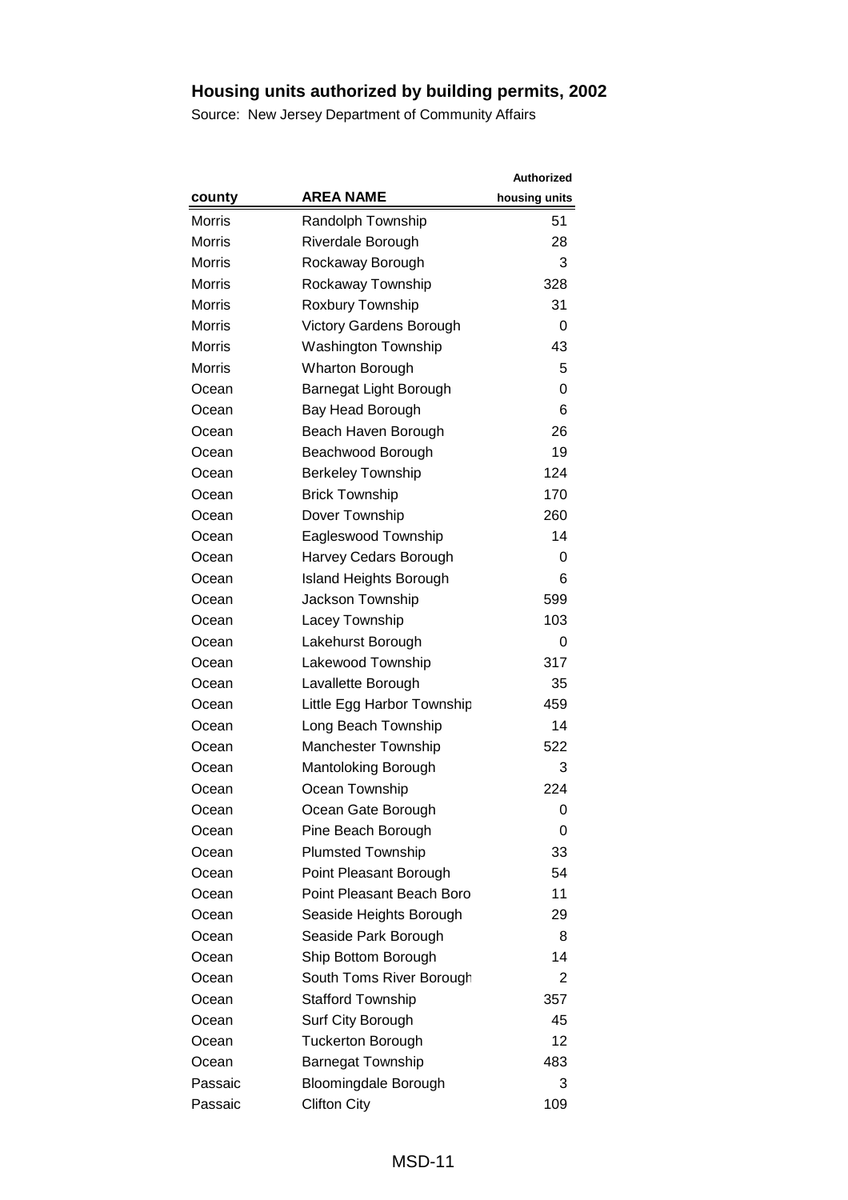# Housing units authorized by building permits, 2002

Source: New Jersey Department of Community Affairs

| county | AREA NAME | Authorized housing units |
|---|---|---|
| Morris | Randolph Township | 51 |
| Morris | Riverdale Borough | 28 |
| Morris | Rockaway Borough | 3 |
| Morris | Rockaway Township | 328 |
| Morris | Roxbury Township | 31 |
| Morris | Victory Gardens Borough | 0 |
| Morris | Washington Township | 43 |
| Morris | Wharton Borough | 5 |
| Ocean | Barnegat Light Borough | 0 |
| Ocean | Bay Head Borough | 6 |
| Ocean | Beach Haven Borough | 26 |
| Ocean | Beachwood Borough | 19 |
| Ocean | Berkeley Township | 124 |
| Ocean | Brick Township | 170 |
| Ocean | Dover Township | 260 |
| Ocean | Eagleswood Township | 14 |
| Ocean | Harvey Cedars Borough | 0 |
| Ocean | Island Heights Borough | 6 |
| Ocean | Jackson Township | 599 |
| Ocean | Lacey Township | 103 |
| Ocean | Lakehurst Borough | 0 |
| Ocean | Lakewood Township | 317 |
| Ocean | Lavallette Borough | 35 |
| Ocean | Little Egg Harbor Township | 459 |
| Ocean | Long Beach Township | 14 |
| Ocean | Manchester Township | 522 |
| Ocean | Mantoloking Borough | 3 |
| Ocean | Ocean Township | 224 |
| Ocean | Ocean Gate Borough | 0 |
| Ocean | Pine Beach Borough | 0 |
| Ocean | Plumsted Township | 33 |
| Ocean | Point Pleasant Borough | 54 |
| Ocean | Point Pleasant Beach Boro | 11 |
| Ocean | Seaside Heights Borough | 29 |
| Ocean | Seaside Park Borough | 8 |
| Ocean | Ship Bottom Borough | 14 |
| Ocean | South Toms River Borough | 2 |
| Ocean | Stafford Township | 357 |
| Ocean | Surf City Borough | 45 |
| Ocean | Tuckerton Borough | 12 |
| Ocean | Barnegat Township | 483 |
| Passaic | Bloomingdale Borough | 3 |
| Passaic | Clifton City | 109 |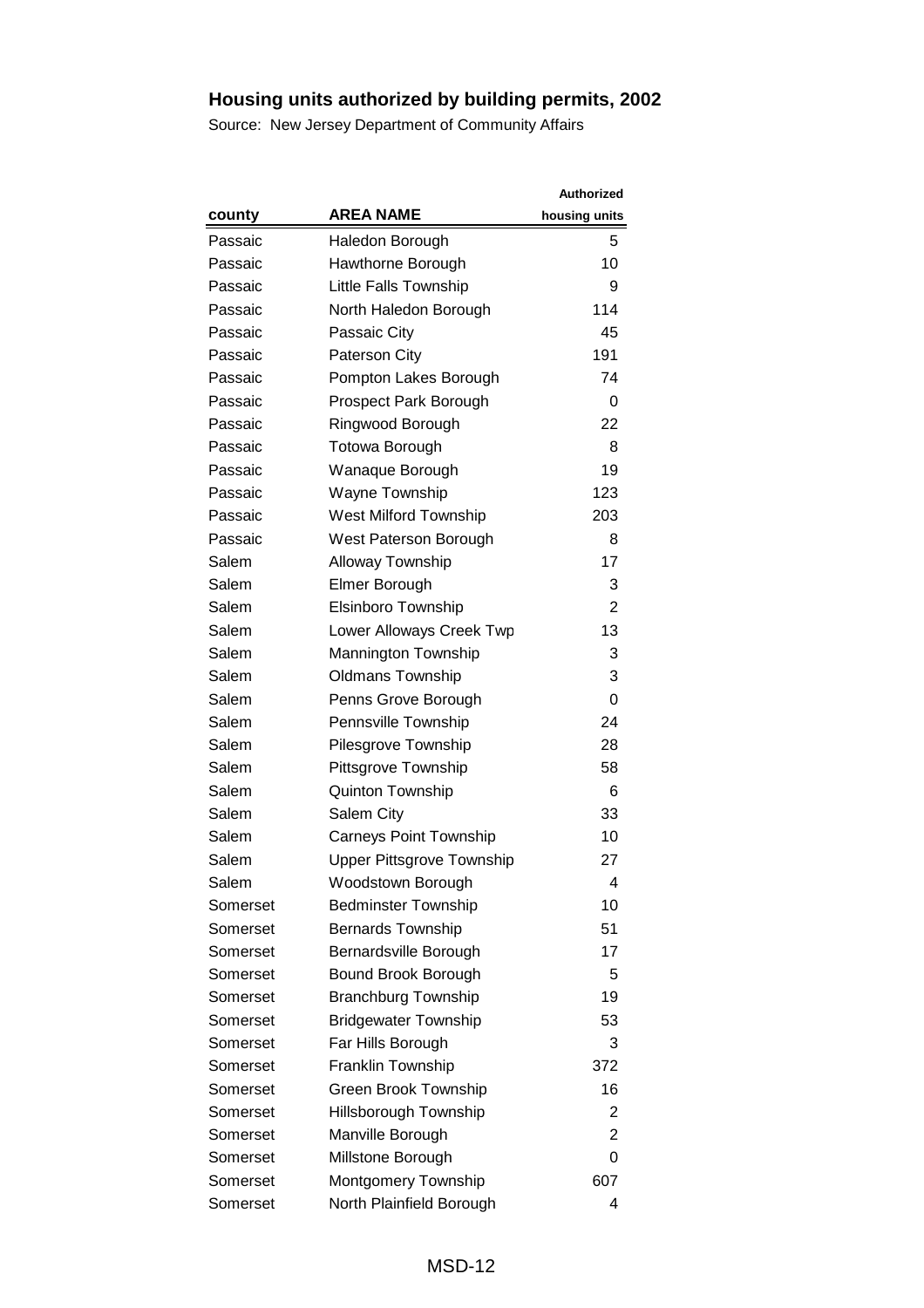# Housing units authorized by building permits, 2002

Source: New Jersey Department of Community Affairs

| county | AREA NAME | Authorized housing units |
|---|---|---|
| Passaic | Haledon Borough | 5 |
| Passaic | Hawthorne Borough | 10 |
| Passaic | Little Falls Township | 9 |
| Passaic | North Haledon Borough | 114 |
| Passaic | Passaic City | 45 |
| Passaic | Paterson City | 191 |
| Passaic | Pompton Lakes Borough | 74 |
| Passaic | Prospect Park Borough | 0 |
| Passaic | Ringwood Borough | 22 |
| Passaic | Totowa Borough | 8 |
| Passaic | Wanaque Borough | 19 |
| Passaic | Wayne Township | 123 |
| Passaic | West Milford Township | 203 |
| Passaic | West Paterson Borough | 8 |
| Salem | Alloway Township | 17 |
| Salem | Elmer Borough | 3 |
| Salem | Elsinboro Township | 2 |
| Salem | Lower Alloways Creek Twp | 13 |
| Salem | Mannington Township | 3 |
| Salem | Oldmans Township | 3 |
| Salem | Penns Grove Borough | 0 |
| Salem | Pennsville Township | 24 |
| Salem | Pilesgrove Township | 28 |
| Salem | Pittsgrove Township | 58 |
| Salem | Quinton Township | 6 |
| Salem | Salem City | 33 |
| Salem | Carneys Point Township | 10 |
| Salem | Upper Pittsgrove Township | 27 |
| Salem | Woodstown Borough | 4 |
| Somerset | Bedminster Township | 10 |
| Somerset | Bernards Township | 51 |
| Somerset | Bernardsville Borough | 17 |
| Somerset | Bound Brook Borough | 5 |
| Somerset | Branchburg Township | 19 |
| Somerset | Bridgewater Township | 53 |
| Somerset | Far Hills Borough | 3 |
| Somerset | Franklin Township | 372 |
| Somerset | Green Brook Township | 16 |
| Somerset | Hillsborough Township | 2 |
| Somerset | Manville Borough | 2 |
| Somerset | Millstone Borough | 0 |
| Somerset | Montgomery Township | 607 |
| Somerset | North Plainfield Borough | 4 |

MSD-12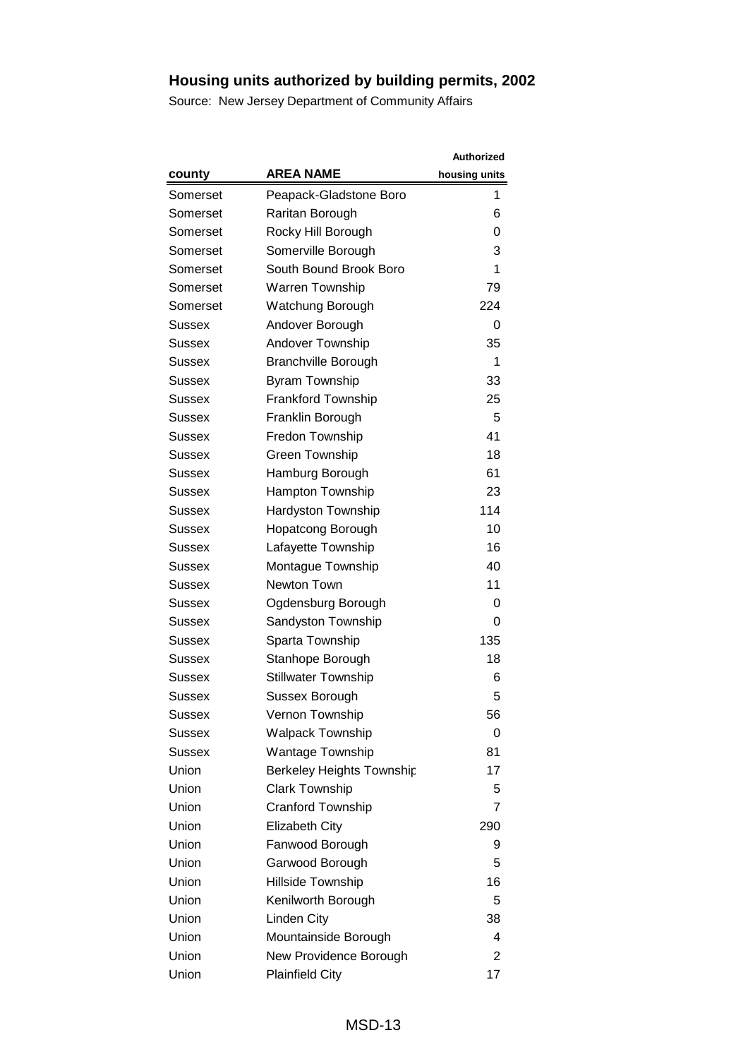## Housing units authorized by building permits, 2002

Source: New Jersey Department of Community Affairs

| county | AREA NAME | Authorized housing units |
|---|---|---|
| Somerset | Peapack-Gladstone Boro | 1 |
| Somerset | Raritan Borough | 6 |
| Somerset | Rocky Hill Borough | 0 |
| Somerset | Somerville Borough | 3 |
| Somerset | South Bound Brook Boro | 1 |
| Somerset | Warren Township | 79 |
| Somerset | Watchung Borough | 224 |
| Sussex | Andover Borough | 0 |
| Sussex | Andover Township | 35 |
| Sussex | Branchville Borough | 1 |
| Sussex | Byram Township | 33 |
| Sussex | Frankford Township | 25 |
| Sussex | Franklin Borough | 5 |
| Sussex | Fredon Township | 41 |
| Sussex | Green Township | 18 |
| Sussex | Hamburg Borough | 61 |
| Sussex | Hampton Township | 23 |
| Sussex | Hardyston Township | 114 |
| Sussex | Hopatcong Borough | 10 |
| Sussex | Lafayette Township | 16 |
| Sussex | Montague Township | 40 |
| Sussex | Newton Town | 11 |
| Sussex | Ogdensburg Borough | 0 |
| Sussex | Sandyston Township | 0 |
| Sussex | Sparta Township | 135 |
| Sussex | Stanhope Borough | 18 |
| Sussex | Stillwater Township | 6 |
| Sussex | Sussex Borough | 5 |
| Sussex | Vernon Township | 56 |
| Sussex | Walpack Township | 0 |
| Sussex | Wantage Township | 81 |
| Union | Berkeley Heights Township | 17 |
| Union | Clark Township | 5 |
| Union | Cranford Township | 7 |
| Union | Elizabeth City | 290 |
| Union | Fanwood Borough | 9 |
| Union | Garwood Borough | 5 |
| Union | Hillside Township | 16 |
| Union | Kenilworth Borough | 5 |
| Union | Linden City | 38 |
| Union | Mountainside Borough | 4 |
| Union | New Providence Borough | 2 |
| Union | Plainfield City | 17 |

MSD-13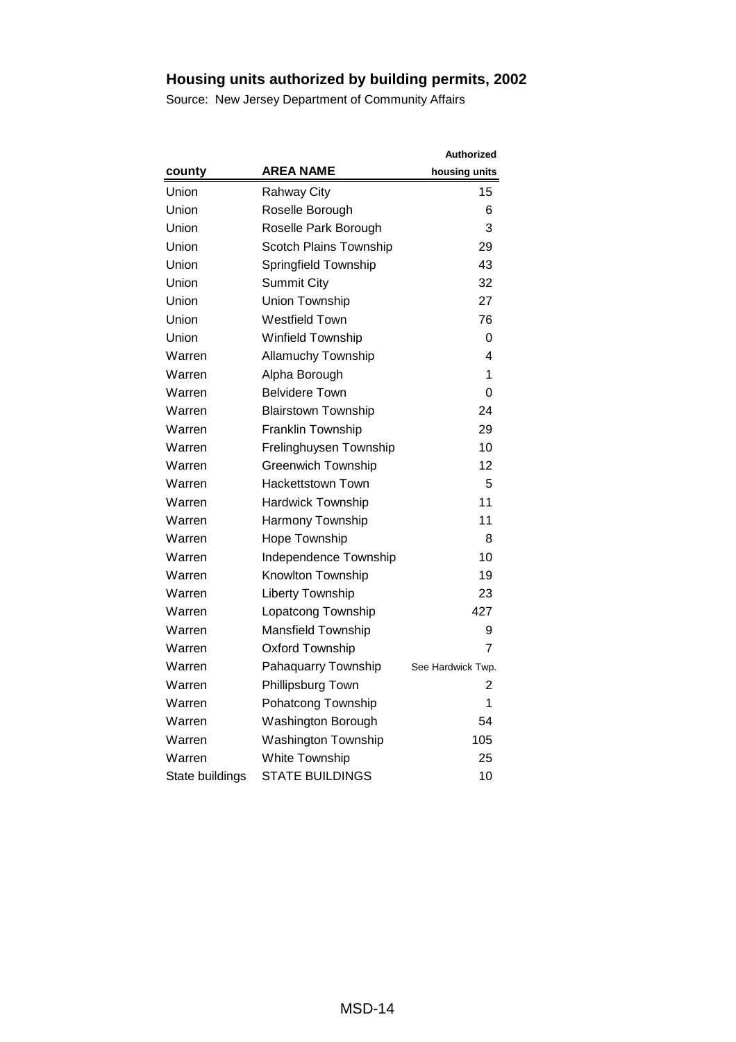## Housing units authorized by building permits, 2002

Source: New Jersey Department of Community Affairs

| county | AREA NAME | Authorized housing units |
|---|---|---|
| Union | Rahway City | 15 |
| Union | Roselle Borough | 6 |
| Union | Roselle Park Borough | 3 |
| Union | Scotch Plains Township | 29 |
| Union | Springfield Township | 43 |
| Union | Summit City | 32 |
| Union | Union Township | 27 |
| Union | Westfield Town | 76 |
| Union | Winfield Township | 0 |
| Warren | Allamuchy Township | 4 |
| Warren | Alpha Borough | 1 |
| Warren | Belvidere Town | 0 |
| Warren | Blairstown Township | 24 |
| Warren | Franklin Township | 29 |
| Warren | Frelinghuysen Township | 10 |
| Warren | Greenwich Township | 12 |
| Warren | Hackettstown Town | 5 |
| Warren | Hardwick Township | 11 |
| Warren | Harmony Township | 11 |
| Warren | Hope Township | 8 |
| Warren | Independence Township | 10 |
| Warren | Knowlton Township | 19 |
| Warren | Liberty Township | 23 |
| Warren | Lopatcong Township | 427 |
| Warren | Mansfield Township | 9 |
| Warren | Oxford Township | 7 |
| Warren | Pahaquarry Township | See Hardwick Twp. |
| Warren | Phillipsburg Town | 2 |
| Warren | Pohatcong Township | 1 |
| Warren | Washington Borough | 54 |
| Warren | Washington Township | 105 |
| Warren | White Township | 25 |
| State buildings | STATE BUILDINGS | 10 |